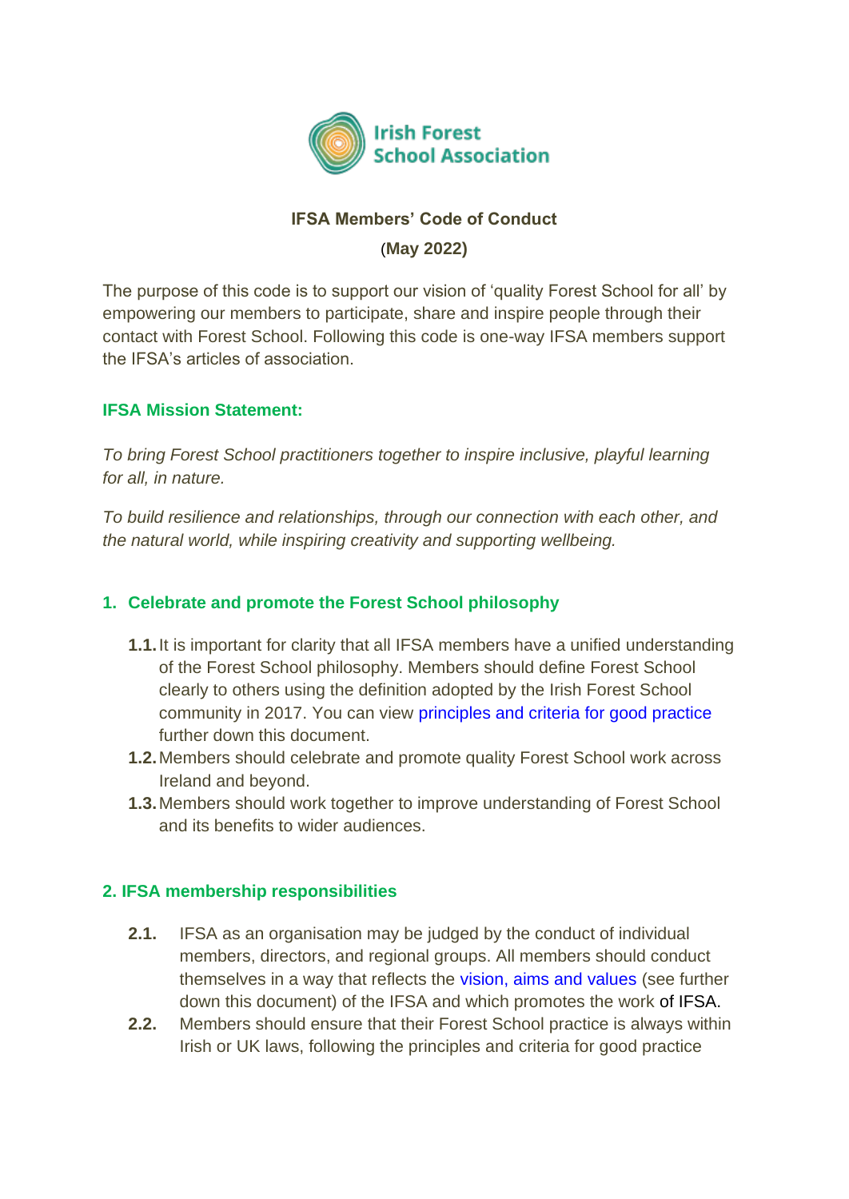Irish Forest School Association

# IFSA Members' Code of Conduct

**(May 2022)**

The purpose of this code is to support our vision of 'quality Forest School for all' by empowering our members to participate, share and inspire people through their contact with Forest School. Following this code is one-way IFSA members support the IFSA's articles of association.

## IFSA Mission Statement:

*To bring Forest School practitioners together to inspire inclusive, playful learning for all, in nature.*

*To build resilience and relationships, through our connection with each other, and the natural world, while inspiring creativity and supporting wellbeing.*

## 1. Celebrate and promote the Forest School philosophy

**1.1.** It is important for clarity that all IFSA members have a unified understanding of the Forest School philosophy. Members should define Forest School clearly to others using the definition adopted by the Irish Forest School community in 2017. You can view principles and criteria for good practice further down this document.

**1.2.** Members should celebrate and promote quality Forest School work across Ireland and beyond.

**1.3.** Members should work together to improve understanding of Forest School and its benefits to wider audiences.

## 2. IFSA membership responsibilities

**2.1.** IFSA as an organisation may be judged by the conduct of individual members, directors, and regional groups. All members should conduct themselves in a way that reflects the vision, aims and values (see further down this document) of the IFSA and which promotes the work of IFSA.

**2.2.** Members should ensure that their Forest School practice is always within Irish or UK laws, following the principles and criteria for good practice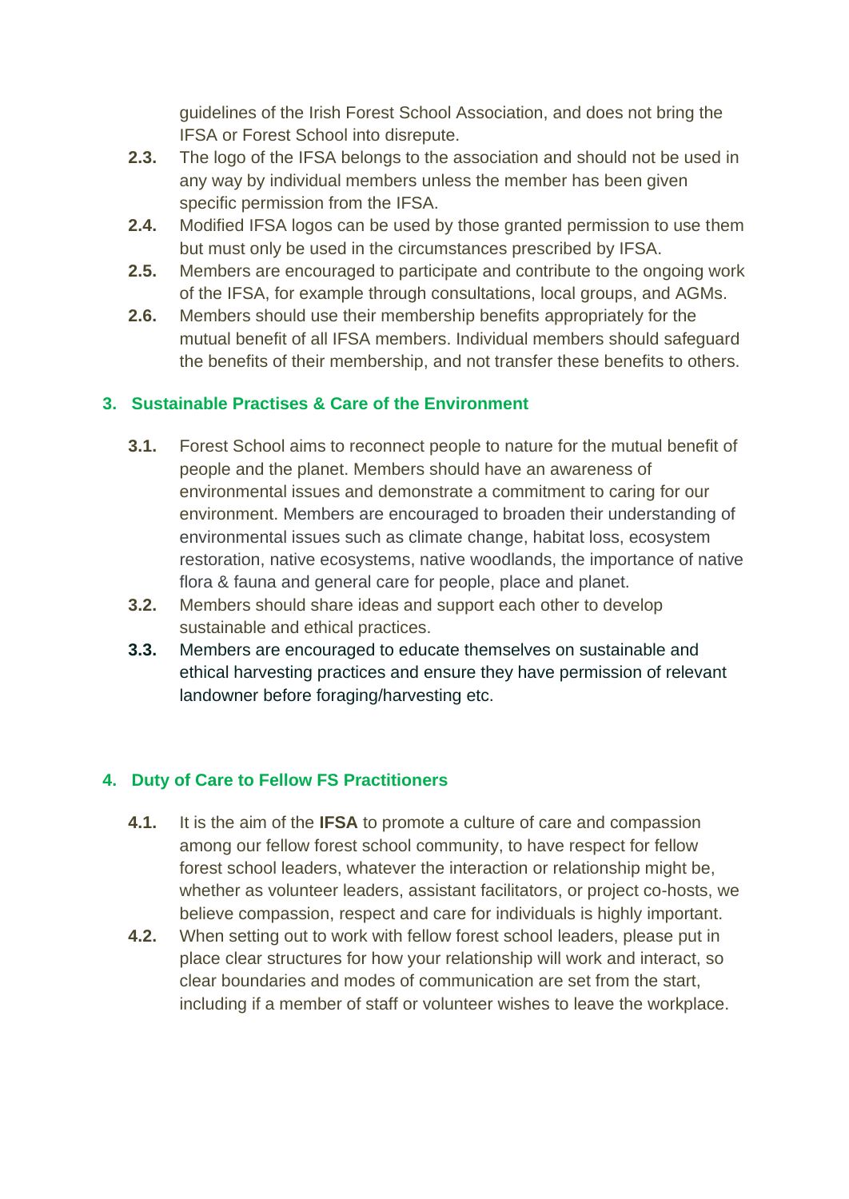guidelines of the Irish Forest School Association, and does not bring the IFSA or Forest School into disrepute.

**2.3.** The logo of the IFSA belongs to the association and should not be used in any way by individual members unless the member has been given specific permission from the IFSA.

**2.4.** Modified IFSA logos can be used by those granted permission to use them but must only be used in the circumstances prescribed by IFSA.

**2.5.** Members are encouraged to participate and contribute to the ongoing work of the IFSA, for example through consultations, local groups, and AGMs.

**2.6.** Members should use their membership benefits appropriately for the mutual benefit of all IFSA members. Individual members should safeguard the benefits of their membership, and not transfer these benefits to others.

## 3. Sustainable Practises & Care of the Environment

**3.1.** Forest School aims to reconnect people to nature for the mutual benefit of people and the planet. Members should have an awareness of environmental issues and demonstrate a commitment to caring for our environment. Members are encouraged to broaden their understanding of environmental issues such as climate change, habitat loss, ecosystem restoration, native ecosystems, native woodlands, the importance of native flora & fauna and general care for people, place and planet.

**3.2.** Members should share ideas and support each other to develop sustainable and ethical practices.

**3.3.** Members are encouraged to educate themselves on sustainable and ethical harvesting practices and ensure they have permission of relevant landowner before foraging/harvesting etc.

## 4. Duty of Care to Fellow FS Practitioners

**4.1.** It is the aim of the **IFSA** to promote a culture of care and compassion among our fellow forest school community, to have respect for fellow forest school leaders, whatever the interaction or relationship might be, whether as volunteer leaders, assistant facilitators, or project co-hosts, we believe compassion, respect and care for individuals is highly important.

**4.2.** When setting out to work with fellow forest school leaders, please put in place clear structures for how your relationship will work and interact, so clear boundaries and modes of communication are set from the start, including if a member of staff or volunteer wishes to leave the workplace.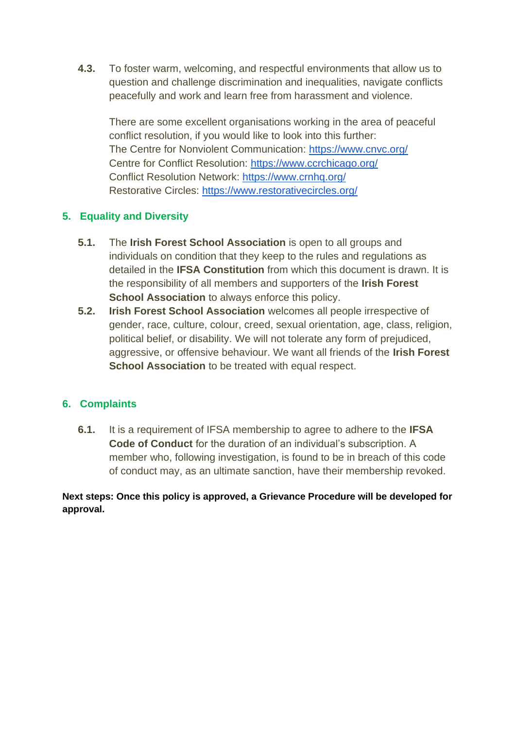**4.3.** To foster warm, welcoming, and respectful environments that allow us to question and challenge discrimination and inequalities, navigate conflicts peacefully and work and learn free from harassment and violence.

There are some excellent organisations working in the area of peaceful conflict resolution, if you would like to look into this further:
The Centre for Nonviolent Communication: https://www.cnvc.org/
Centre for Conflict Resolution: https://www.ccrchicago.org/
Conflict Resolution Network: https://www.crnhq.org/
Restorative Circles: https://www.restorativecircles.org/

## 5. Equality and Diversity

**5.1.** The **Irish Forest School Association** is open to all groups and individuals on condition that they keep to the rules and regulations as detailed in the **IFSA Constitution** from which this document is drawn. It is the responsibility of all members and supporters of the **Irish Forest School Association** to always enforce this policy.

**5.2.** **Irish Forest School Association** welcomes all people irrespective of gender, race, culture, colour, creed, sexual orientation, age, class, religion, political belief, or disability. We will not tolerate any form of prejudiced, aggressive, or offensive behaviour. We want all friends of the **Irish Forest School Association** to be treated with equal respect.

## 6. Complaints

**6.1.** It is a requirement of IFSA membership to agree to adhere to the **IFSA Code of Conduct** for the duration of an individual's subscription. A member who, following investigation, is found to be in breach of this code of conduct may, as an ultimate sanction, have their membership revoked.

**Next steps: Once this policy is approved, a Grievance Procedure will be developed for approval.**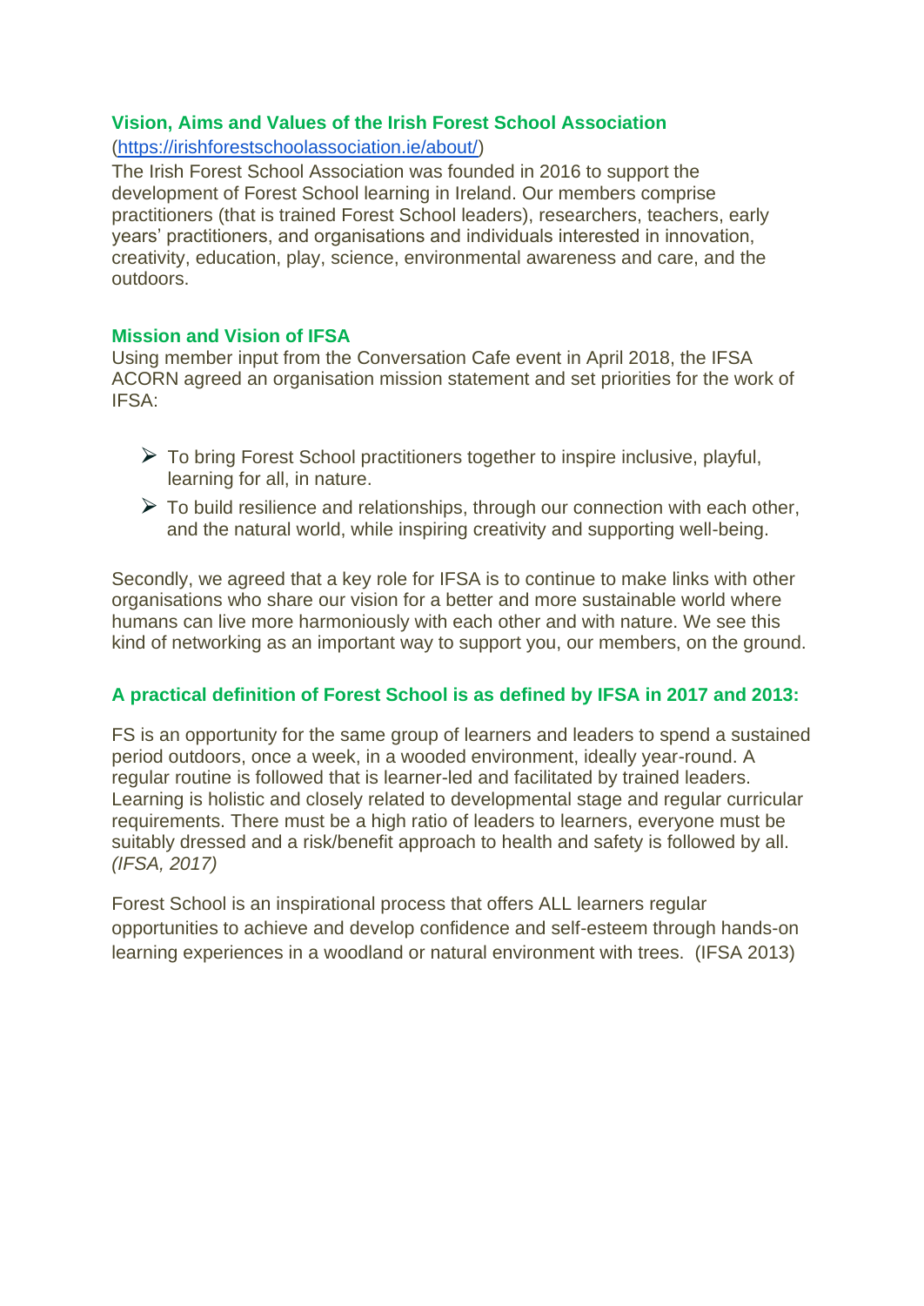## Vision, Aims and Values of the Irish Forest School Association

([https://irishforestschoolassociation.ie/about/](https://irishforestschoolassociation.ie/about/))

The Irish Forest School Association was founded in 2016 to support the development of Forest School learning in Ireland. Our members comprise practitioners (that is trained Forest School leaders), researchers, teachers, early years' practitioners, and organisations and individuals interested in innovation, creativity, education, play, science, environmental awareness and care, and the outdoors.

## Mission and Vision of IFSA

Using member input from the Conversation Cafe event in April 2018, the IFSA ACORN agreed an organisation mission statement and set priorities for the work of IFSA:

- To bring Forest School practitioners together to inspire inclusive, playful, learning for all, in nature.
- To build resilience and relationships, through our connection with each other, and the natural world, while inspiring creativity and supporting well-being.

Secondly, we agreed that a key role for IFSA is to continue to make links with other organisations who share our vision for a better and more sustainable world where humans can live more harmoniously with each other and with nature. We see this kind of networking as an important way to support you, our members, on the ground.

## A practical definition of Forest School is as defined by IFSA in 2017 and 2013:

FS is an opportunity for the same group of learners and leaders to spend a sustained period outdoors, once a week, in a wooded environment, ideally year-round. A regular routine is followed that is learner-led and facilitated by trained leaders. Learning is holistic and closely related to developmental stage and regular curricular requirements. There must be a high ratio of leaders to learners, everyone must be suitably dressed and a risk/benefit approach to health and safety is followed by all. *(IFSA, 2017)*

Forest School is an inspirational process that offers ALL learners regular opportunities to achieve and develop confidence and self-esteem through hands-on learning experiences in a woodland or natural environment with trees. (IFSA 2013)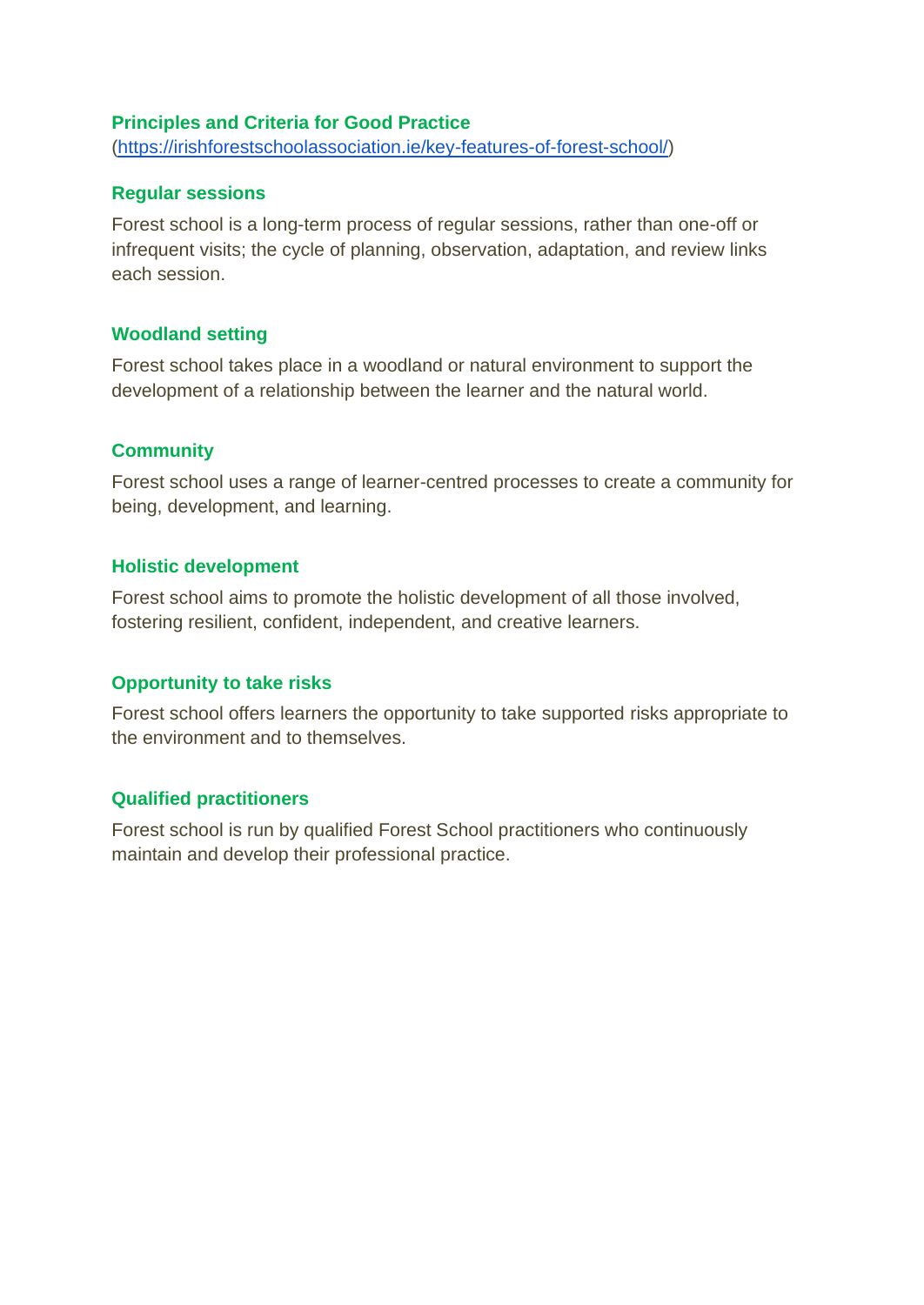## Principles and Criteria for Good Practice

(https://irishforestschoolassociation.ie/key-features-of-forest-school/)

### Regular sessions

Forest school is a long-term process of regular sessions, rather than one-off or infrequent visits; the cycle of planning, observation, adaptation, and review links each session.

### Woodland setting

Forest school takes place in a woodland or natural environment to support the development of a relationship between the learner and the natural world.

### Community

Forest school uses a range of learner-centred processes to create a community for being, development, and learning.

### Holistic development

Forest school aims to promote the holistic development of all those involved, fostering resilient, confident, independent, and creative learners.

### Opportunity to take risks

Forest school offers learners the opportunity to take supported risks appropriate to the environment and to themselves.

### Qualified practitioners

Forest school is run by qualified Forest School practitioners who continuously maintain and develop their professional practice.